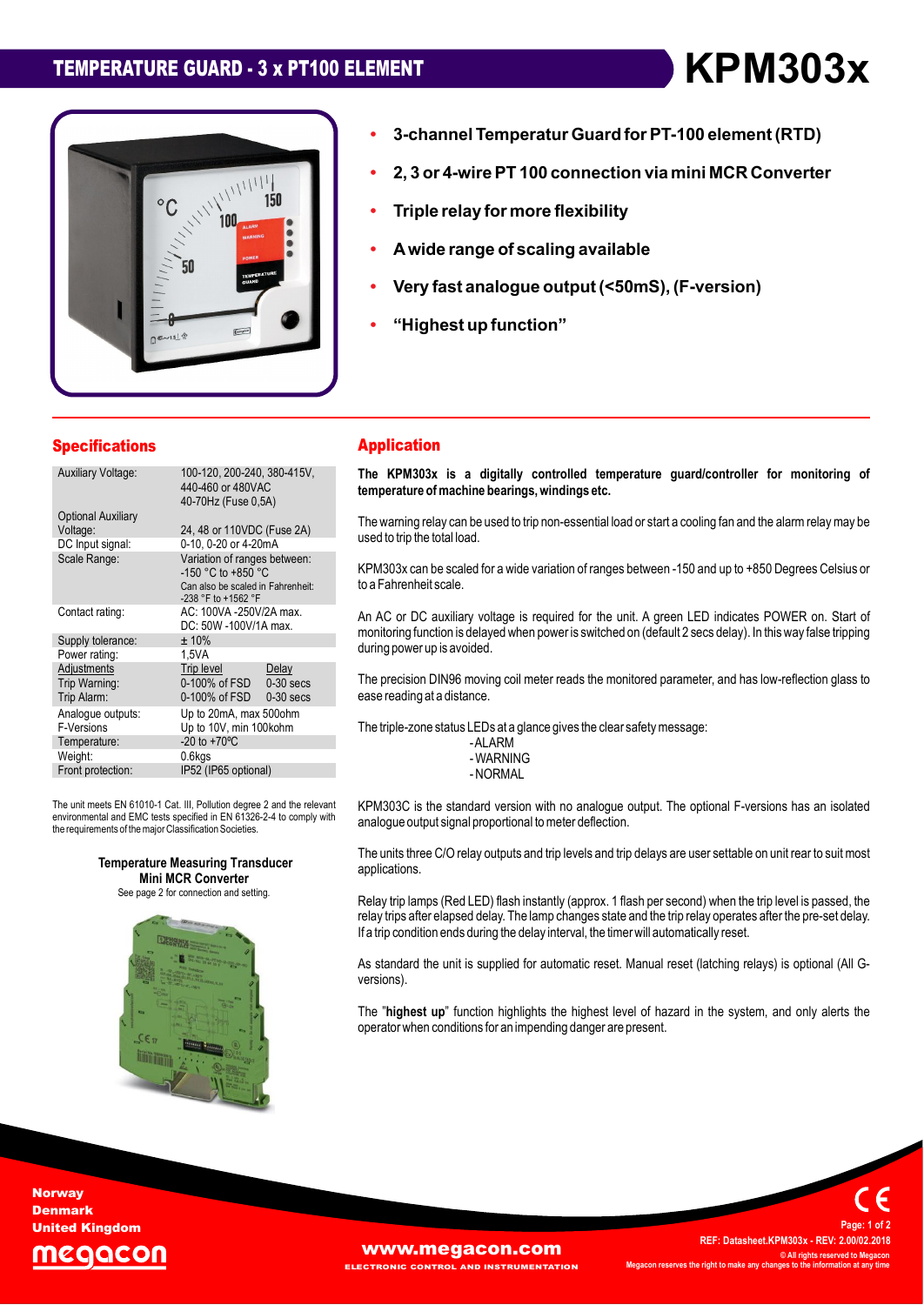# TEMPERATURE GUARD - 3 x PT100 ELEMENT

# KPM303x

- 3-channel Temperatur Guard for PT-100 element (RTD)
- 2, 3 or 4-wire PT 100 connection via mini MCR Converter
- Triple relay for more flexibility
- A wide range of scaling available
- Very fast analogue output (<50mS), (F-version)
- "Highest up function"

## Specifications

| | | |
|---|---|---|
| Auxiliary Voltage: | 100-120, 200-240, 380-415V, 440-460 or 480VAC 40-70Hz (Fuse 0,5A) | |
| Optional Auxiliary Voltage: | 24, 48 or 110VDC (Fuse 2A) | |
| DC Input signal: | 0-10, 0-20 or 4-20mA | |
| Scale Range: | Variation of ranges between: -150 °C to +850 °C Can also be scaled in Fahrenheit: -238 °F to +1562 °F | |
| Contact rating: | AC: 100VA -250V/2A max. DC: 50W -100V/1A max. | |
| Supply tolerance: | ± 10% | |
| Power rating: | 1,5VA | |
| Adjustments | Trip level | Delay |
| Trip Warning: | 0-100% of FSD | 0-30 secs |
| Trip Alarm: | 0-100% of FSD | 0-30 secs |
| Analogue outputs: | Up to 20mA, max 500ohm | |
| F-Versions | Up to 10V, min 100kohm | |
| Temperature: | -20 to +70ºC | |
| Weight: | 0.6kgs | |
| Front protection: | IP52 (IP65 optional) | |

The unit meets EN 61010-1 Cat. III, Pollution degree 2 and the relevant environmental and EMC tests specified in EN 61326-2-4 to comply with the requirements of the major Classification Societies.

**Temperature Measuring Transducer**
**Mini MCR Converter**
See page 2 for connection and setting.

## Application

**The KPM303x is a digitally controlled temperature guard/controller for monitoring of temperature of machine bearings, windings etc.**

The warning relay can be used to trip non-essential load or start a cooling fan and the alarm relay may be used to trip the total load.

KPM303x can be scaled for a wide variation of ranges between -150 and up to +850 Degrees Celsius or to a Fahrenheit scale.

An AC or DC auxiliary voltage is required for the unit. A green LED indicates POWER on. Start of monitoring function is delayed when power is switched on (default 2 secs delay). In this way false tripping during power up is avoided.

The precision DIN96 moving coil meter reads the monitored parameter, and has low-reflection glass to ease reading at a distance.

The triple-zone status LEDs at a glance gives the clear safety message:

- ALARM
- WARNING
- NORMAL

KPM303C is the standard version with no analogue output. The optional F-versions has an isolated analogue output signal proportional to meter deflection.

The units three C/O relay outputs and trip levels and trip delays are user settable on unit rear to suit most applications.

Relay trip lamps (Red LED) flash instantly (approx. 1 flash per second) when the trip level is passed, the relay trips after elapsed delay. The lamp changes state and the trip relay operates after the pre-set delay. If a trip condition ends during the delay interval, the timer will automatically reset.

As standard the unit is supplied for automatic reset. Manual reset (latching relays) is optional (All G-versions).

The "**highest up**" function highlights the highest level of hazard in the system, and only alerts the operator when conditions for an impending danger are present.

Norway
Denmark
United Kingdom
megacon

www.megacon.com
ELECTRONIC CONTROL AND INSTRUMENTATION

REF: Datasheet.KPM303x - REV: 2.00/02.2018
© All rights reserved to Megacon
Megacon reserves the right to make any changes to the information at any time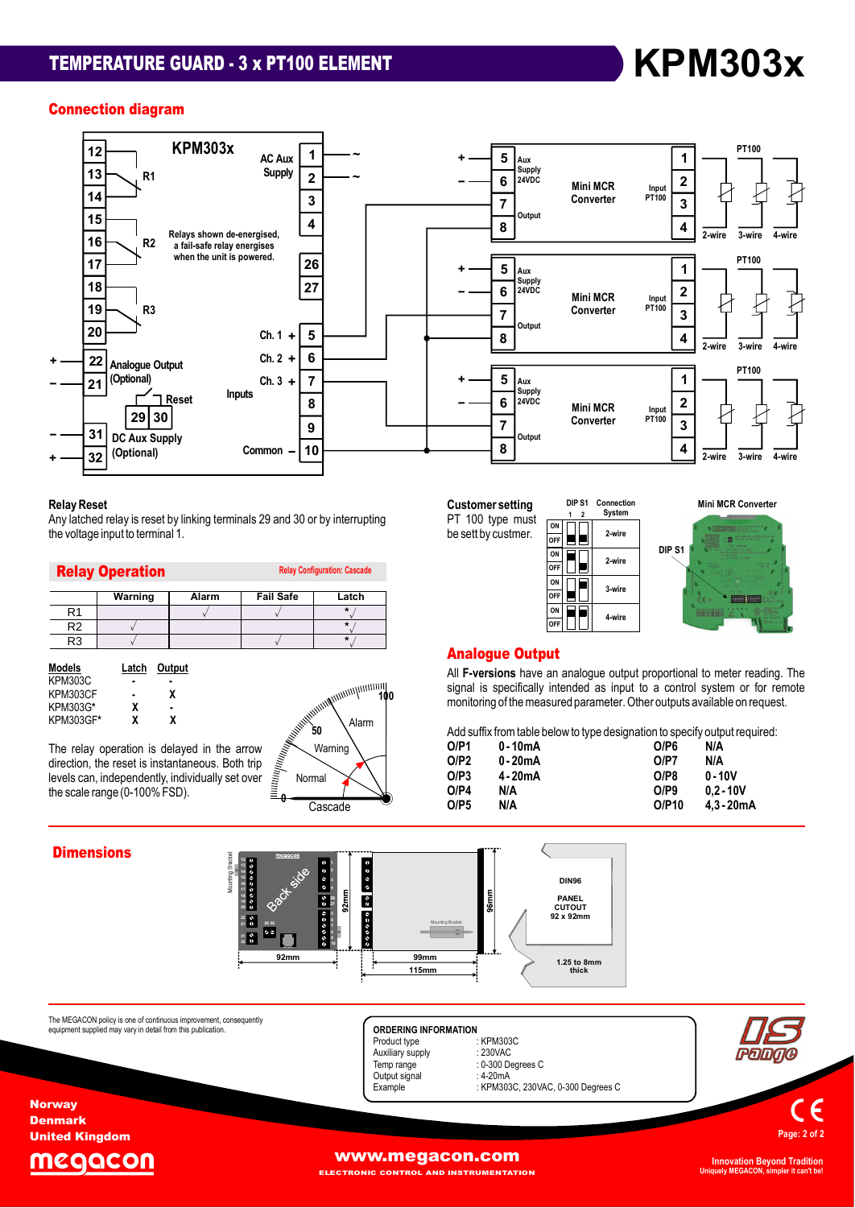## Connection diagram

KPM303x

AC Aux Supply

Relays shown de-energised, a fail-safe relay energises when the unit is powered.

R1
R2
R3

Analogue Output (Optional)

Reset

DC Aux Supply (Optional)

Inputs

Ch. 1 +
Ch. 2 +
Ch. 3 +
Common –

Aux Supply 24VDC

Mini MCR Converter

Input PT100

Output

PT100

2-wire 3-wire 4-wire

### Relay Reset

Any latched relay is reset by linking terminals 29 and 30 or by interrupting the voltage input to terminal 1.

### Relay Operation

Relay Configuration: Cascade

| | Warning | Alarm | Fail Safe | Latch |
|---|---|---|---|---|
| R1 | | √ | √ | *√ |
| R2 | √ | | | *√ |
| R3 | √ | | √ | *√ |

| Models | Latch | Output |
|---|---|---|
| KPM303C | - | - |
| KPM303CF | - | X |
| KPM303G* | X | - |
| KPM303GF* | X | X |

The relay operation is delayed in the arrow direction, the reset is instantaneous. Both trip levels can, independently, individually set over the scale range (0-100% FSD).

0
50
100
Alarm
Warning
Normal
Cascade

### Customer setting

PT 100 type must be sett by custmer.

| DIP S1 (1, 2) | Connection System |
|---|---|
| ON/OFF | 2-wire |
| ON/OFF | 2-wire |
| ON/OFF | 3-wire |
| ON/OFF | 4-wire |

Mini MCR Converter

DIP S1

## Analogue Output

All **F-versions** have an analogue output proportional to meter reading. The signal is specifically intended as input to a control system or for remote monitoring of the measured parameter. Other outputs available on request.

Add suffix from table below to type designation to specify output required:

| | | | |
|---|---|---|---|
| O/P1 | 0 - 10mA | O/P6 | N/A |
| O/P2 | 0 - 20mA | O/P7 | N/A |
| O/P3 | 4 - 20mA | O/P8 | 0 - 10V |
| O/P4 | N/A | O/P9 | 0,2 - 10V |
| O/P5 | N/A | O/P10 | 4,3 - 20mA |

## Dimensions

Mounting Bracket

Back side

92mm
92mm
96mm
99mm
115mm

DIN96 PANEL CUTOUT 92 x 92mm

1.25 to 8mm thick

The MEGACON policy is one of continuous improvement, consequently equipment supplied may vary in detail from this publication.

**ORDERING INFORMATION**

| | |
|---|---|
| Product type | : KPM303C |
| Auxiliary supply | : 230VAC |
| Temp range | : 0-300 Degrees C |
| Output signal | : 4-20mA |
| Example | : KPM303C, 230VAC, 0-300 Degrees C |

Norway
Denmark
United Kingdom

megacon

www.megacon.com
ELECTRONIC CONTROL AND INSTRUMENTATION

Innovation Beyond Tradition
Uniquely MEGACON, simpler it can't be!